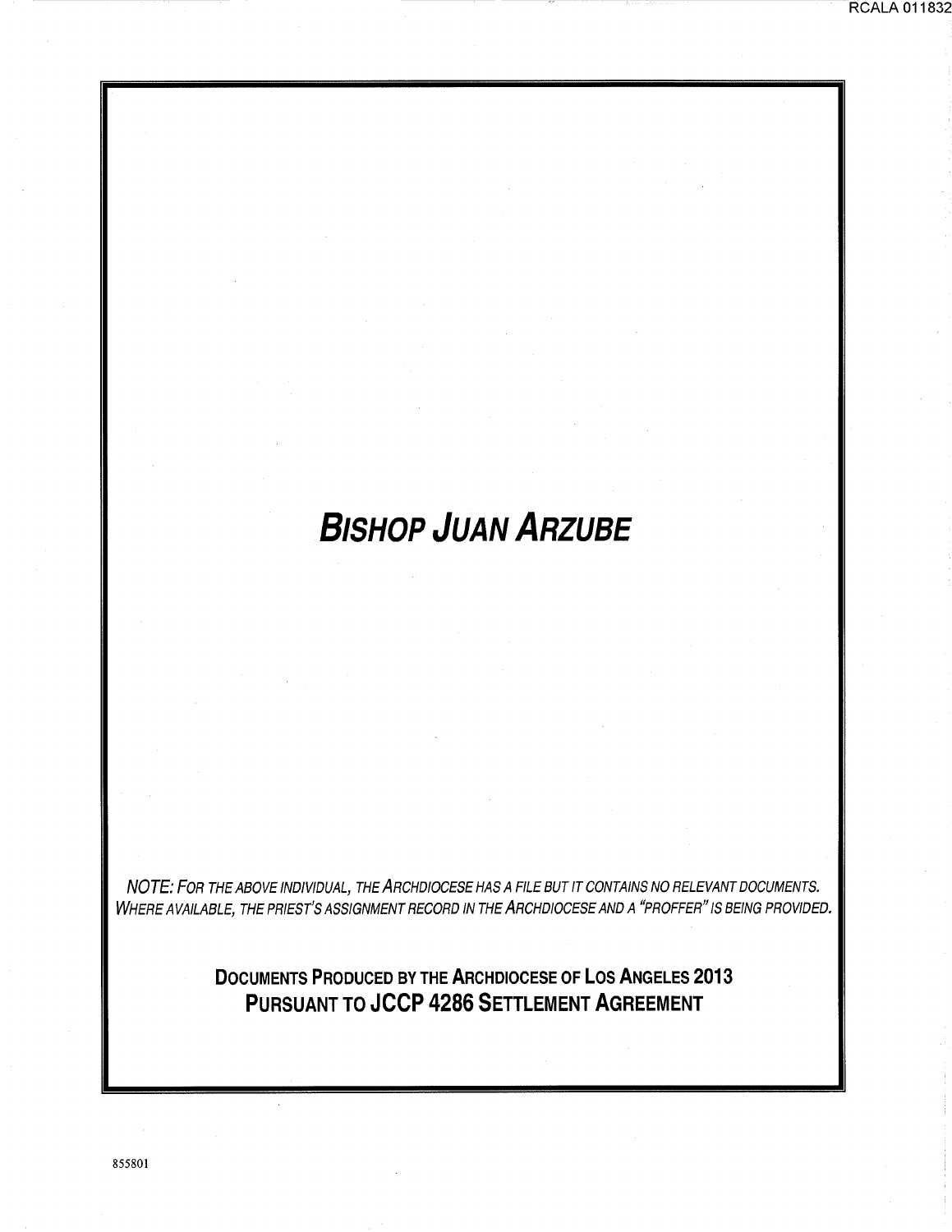# BISHOP JUAN ARZUBE

*NOTE: FOR THE ABOVE INDIVIDUAL, THE ARCHDIOCESE HAS A FILE BUT IT CONTAINS NO RELEVANT DOCUMENTS. WHERE AVAILABLE, THE PRIEST'S ASSIGNMENT RECORD IN THE ARCHDIOCESE AND A "PROFFER" IS BEING PROVIDED.*

**DOCUMENTS PRODUCED BY THE ARCHDIOCESE OF LOS ANGELES 2013**
**PURSUANT TO JCCP 4286 SETTLEMENT AGREEMENT**

855801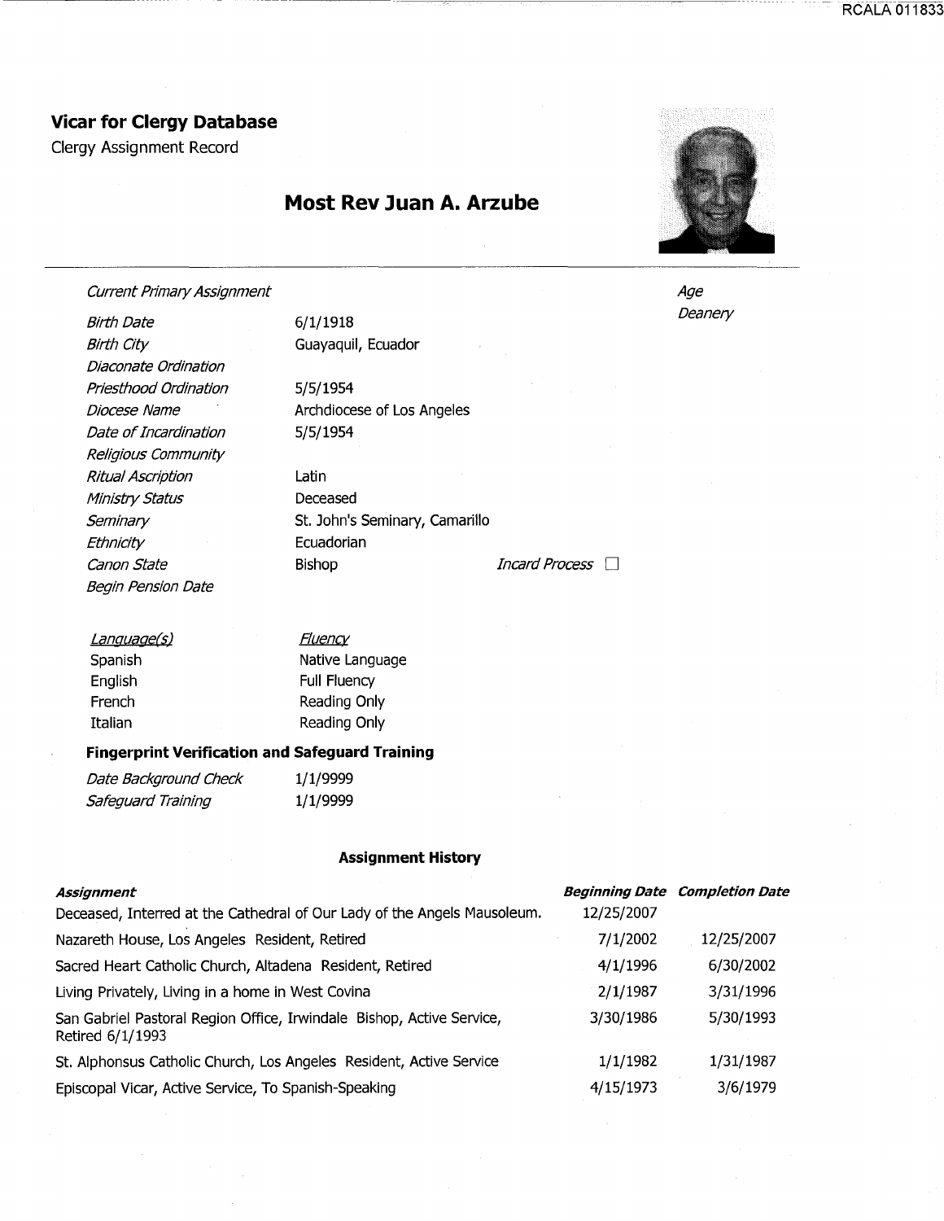## Vicar for Clergy Database

Clergy Assignment Record

# Most Rev Juan A. Arzube

*Current Primary Assignment*

*Age*

*Deanery*

| | | |
|---|---|---|
| *Birth Date* | 6/1/1918 | |
| *Birth City* | Guayaquil, Ecuador | |
| *Diaconate Ordination* | | |
| *Priesthood Ordination* | 5/5/1954 | |
| *Diocese Name* | Archdiocese of Los Angeles | |
| *Date of Incardination* | 5/5/1954 | |
| *Religious Community* | | |
| *Ritual Ascription* | Latin | |
| *Ministry Status* | Deceased | |
| *Seminary* | St. John's Seminary, Camarillo | |
| *Ethnicity* | Ecuadorian | |
| *Canon State* | Bishop | *Incard Process* ☐ |
| *Begin Pension Date* | | |

| *Language(s)* | *Fluency* |
|---|---|
| Spanish | Native Language |
| English | Full Fluency |
| French | Reading Only |
| Italian | Reading Only |

### Fingerprint Verification and Safeguard Training

| | |
|---|---|
| *Date Background Check* | 1/1/9999 |
| *Safeguard Training* | 1/1/9999 |

### Assignment History

| *Assignment* | *Beginning Date* | *Completion Date* |
|---|---|---|
| Deceased, Interred at the Cathedral of Our Lady of the Angels Mausoleum. | 12/25/2007 | |
| Nazareth House, Los Angeles Resident, Retired | 7/1/2002 | 12/25/2007 |
| Sacred Heart Catholic Church, Altadena Resident, Retired | 4/1/1996 | 6/30/2002 |
| Living Privately, Living in a home in West Covina | 2/1/1987 | 3/31/1996 |
| San Gabriel Pastoral Region Office, Irwindale Bishop, Active Service, Retired 6/1/1993 | 3/30/1986 | 5/30/1993 |
| St. Alphonsus Catholic Church, Los Angeles Resident, Active Service | 1/1/1982 | 1/31/1987 |
| Episcopal Vicar, Active Service, To Spanish-Speaking | 4/15/1973 | 3/6/1979 |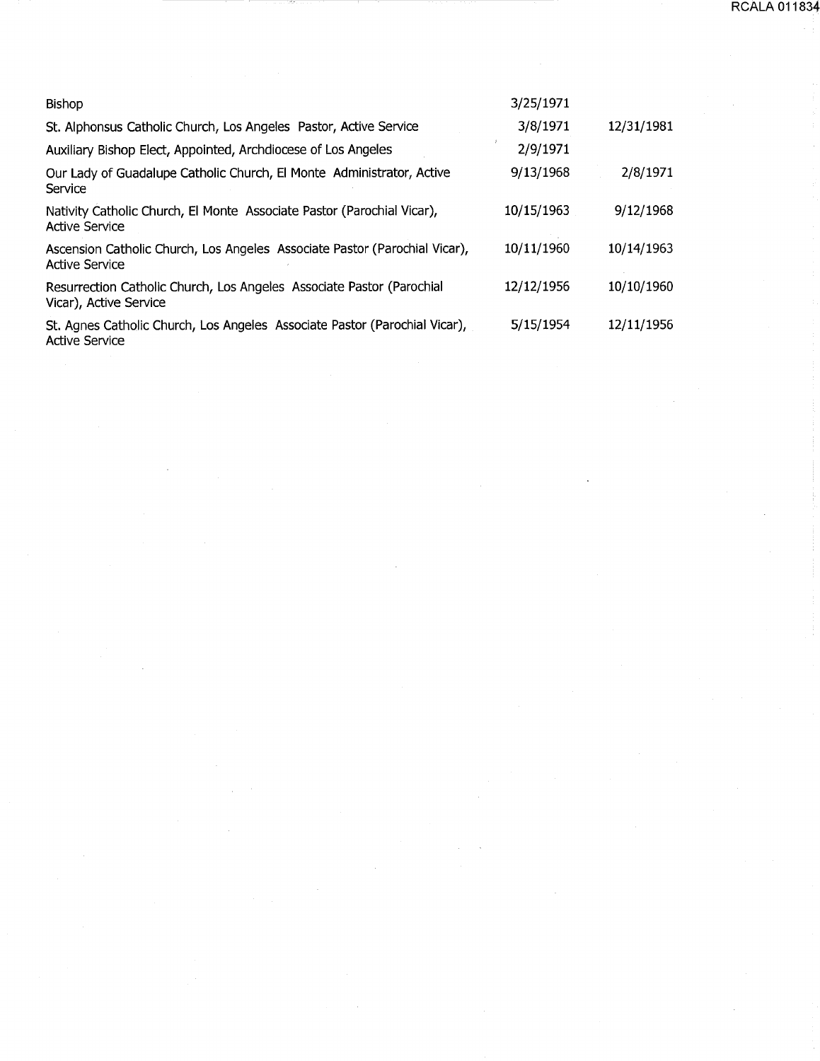| | | |
|---|---|---|
| Bishop | 3/25/1971 | |
| St. Alphonsus Catholic Church, Los Angeles Pastor, Active Service | 3/8/1971 | 12/31/1981 |
| Auxiliary Bishop Elect, Appointed, Archdiocese of Los Angeles | 2/9/1971 | |
| Our Lady of Guadalupe Catholic Church, El Monte Administrator, Active Service | 9/13/1968 | 2/8/1971 |
| Nativity Catholic Church, El Monte Associate Pastor (Parochial Vicar), Active Service | 10/15/1963 | 9/12/1968 |
| Ascension Catholic Church, Los Angeles Associate Pastor (Parochial Vicar), Active Service | 10/11/1960 | 10/14/1963 |
| Resurrection Catholic Church, Los Angeles Associate Pastor (Parochial Vicar), Active Service | 12/12/1956 | 10/10/1960 |
| St. Agnes Catholic Church, Los Angeles Associate Pastor (Parochial Vicar), Active Service | 5/15/1954 | 12/11/1956 |